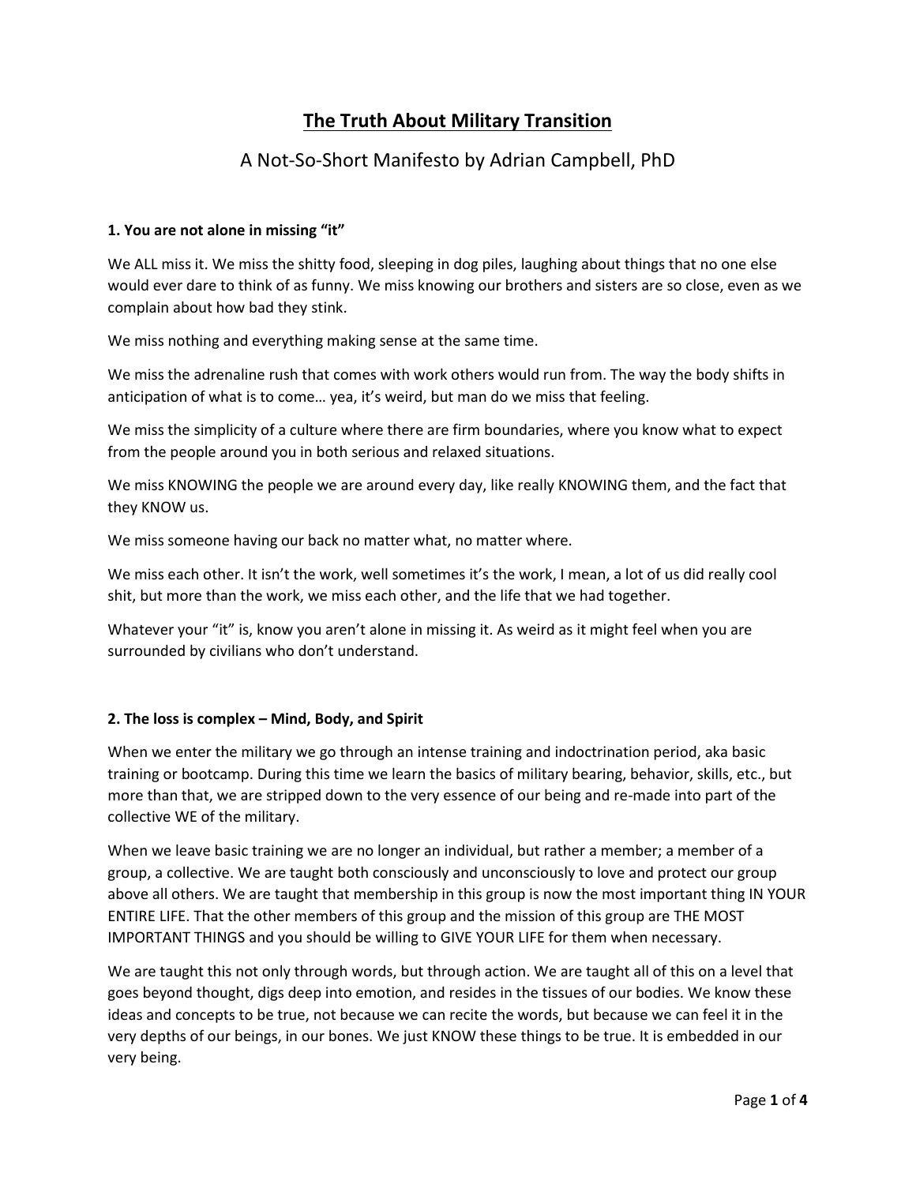# The Truth About Military Transition

## A Not-So-Short Manifesto by Adrian Campbell, PhD

### 1. You are not alone in missing "it"

We ALL miss it. We miss the shitty food, sleeping in dog piles, laughing about things that no one else would ever dare to think of as funny. We miss knowing our brothers and sisters are so close, even as we complain about how bad they stink.

We miss nothing and everything making sense at the same time.

We miss the adrenaline rush that comes with work others would run from. The way the body shifts in anticipation of what is to come… yea, it's weird, but man do we miss that feeling.

We miss the simplicity of a culture where there are firm boundaries, where you know what to expect from the people around you in both serious and relaxed situations.

We miss KNOWING the people we are around every day, like really KNOWING them, and the fact that they KNOW us.

We miss someone having our back no matter what, no matter where.

We miss each other. It isn't the work, well sometimes it's the work, I mean, a lot of us did really cool shit, but more than the work, we miss each other, and the life that we had together.

Whatever your "it" is, know you aren't alone in missing it. As weird as it might feel when you are surrounded by civilians who don't understand.

### 2. The loss is complex – Mind, Body, and Spirit

When we enter the military we go through an intense training and indoctrination period, aka basic training or bootcamp. During this time we learn the basics of military bearing, behavior, skills, etc., but more than that, we are stripped down to the very essence of our being and re-made into part of the collective WE of the military.

When we leave basic training we are no longer an individual, but rather a member; a member of a group, a collective. We are taught both consciously and unconsciously to love and protect our group above all others. We are taught that membership in this group is now the most important thing IN YOUR ENTIRE LIFE. That the other members of this group and the mission of this group are THE MOST IMPORTANT THINGS and you should be willing to GIVE YOUR LIFE for them when necessary.

We are taught this not only through words, but through action. We are taught all of this on a level that goes beyond thought, digs deep into emotion, and resides in the tissues of our bodies. We know these ideas and concepts to be true, not because we can recite the words, but because we can feel it in the very depths of our beings, in our bones. We just KNOW these things to be true. It is embedded in our very being.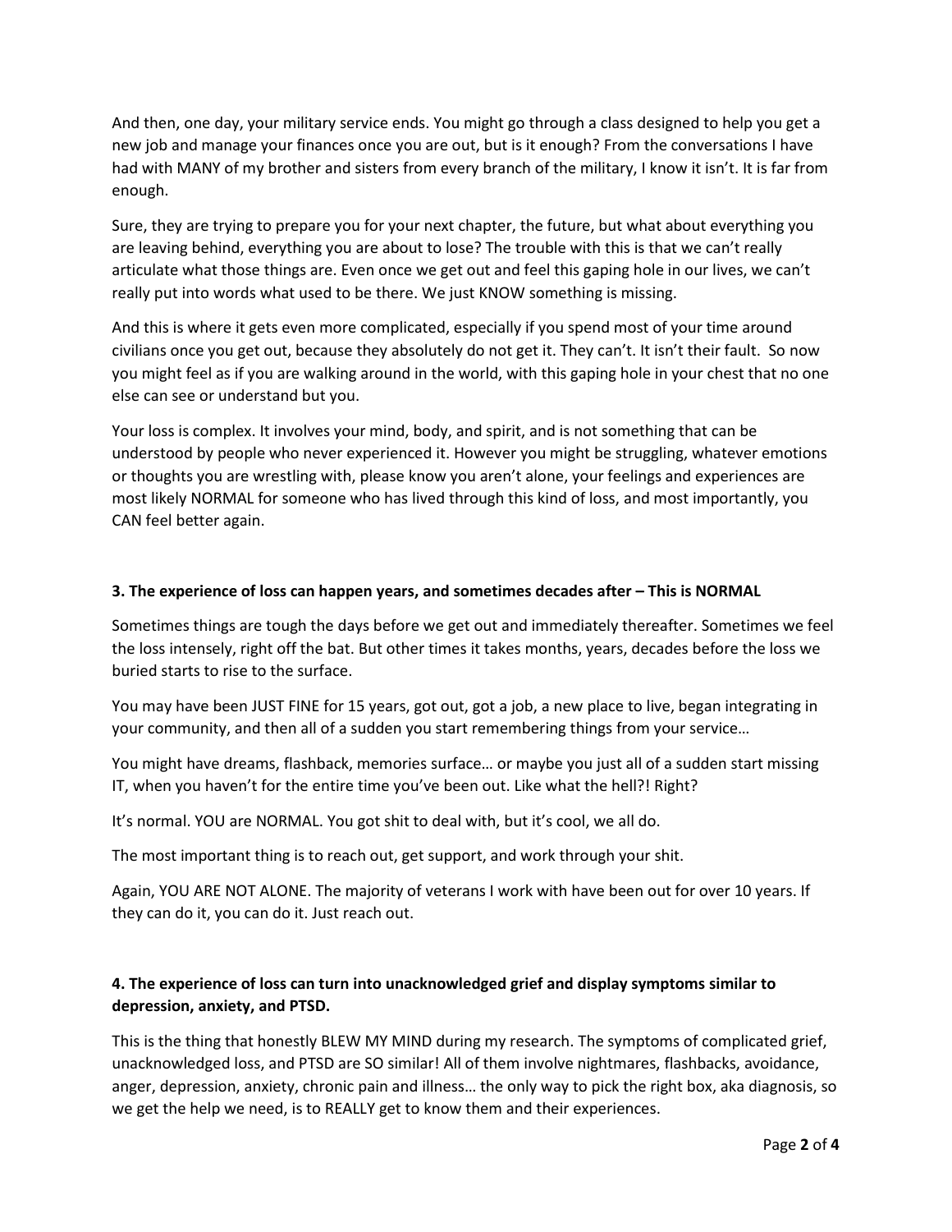And then, one day, your military service ends. You might go through a class designed to help you get a new job and manage your finances once you are out, but is it enough? From the conversations I have had with MANY of my brother and sisters from every branch of the military, I know it isn't. It is far from enough.

Sure, they are trying to prepare you for your next chapter, the future, but what about everything you are leaving behind, everything you are about to lose? The trouble with this is that we can't really articulate what those things are. Even once we get out and feel this gaping hole in our lives, we can't really put into words what used to be there. We just KNOW something is missing.

And this is where it gets even more complicated, especially if you spend most of your time around civilians once you get out, because they absolutely do not get it. They can't. It isn't their fault. So now you might feel as if you are walking around in the world, with this gaping hole in your chest that no one else can see or understand but you.

Your loss is complex. It involves your mind, body, and spirit, and is not something that can be understood by people who never experienced it. However you might be struggling, whatever emotions or thoughts you are wrestling with, please know you aren't alone, your feelings and experiences are most likely NORMAL for someone who has lived through this kind of loss, and most importantly, you CAN feel better again.

**3. The experience of loss can happen years, and sometimes decades after – This is NORMAL**

Sometimes things are tough the days before we get out and immediately thereafter. Sometimes we feel the loss intensely, right off the bat. But other times it takes months, years, decades before the loss we buried starts to rise to the surface.

You may have been JUST FINE for 15 years, got out, got a job, a new place to live, began integrating in your community, and then all of a sudden you start remembering things from your service…

You might have dreams, flashback, memories surface… or maybe you just all of a sudden start missing IT, when you haven't for the entire time you've been out. Like what the hell?! Right?

It's normal. YOU are NORMAL. You got shit to deal with, but it's cool, we all do.

The most important thing is to reach out, get support, and work through your shit.

Again, YOU ARE NOT ALONE. The majority of veterans I work with have been out for over 10 years. If they can do it, you can do it. Just reach out.

**4. The experience of loss can turn into unacknowledged grief and display symptoms similar to depression, anxiety, and PTSD.**

This is the thing that honestly BLEW MY MIND during my research. The symptoms of complicated grief, unacknowledged loss, and PTSD are SO similar! All of them involve nightmares, flashbacks, avoidance, anger, depression, anxiety, chronic pain and illness… the only way to pick the right box, aka diagnosis, so we get the help we need, is to REALLY get to know them and their experiences.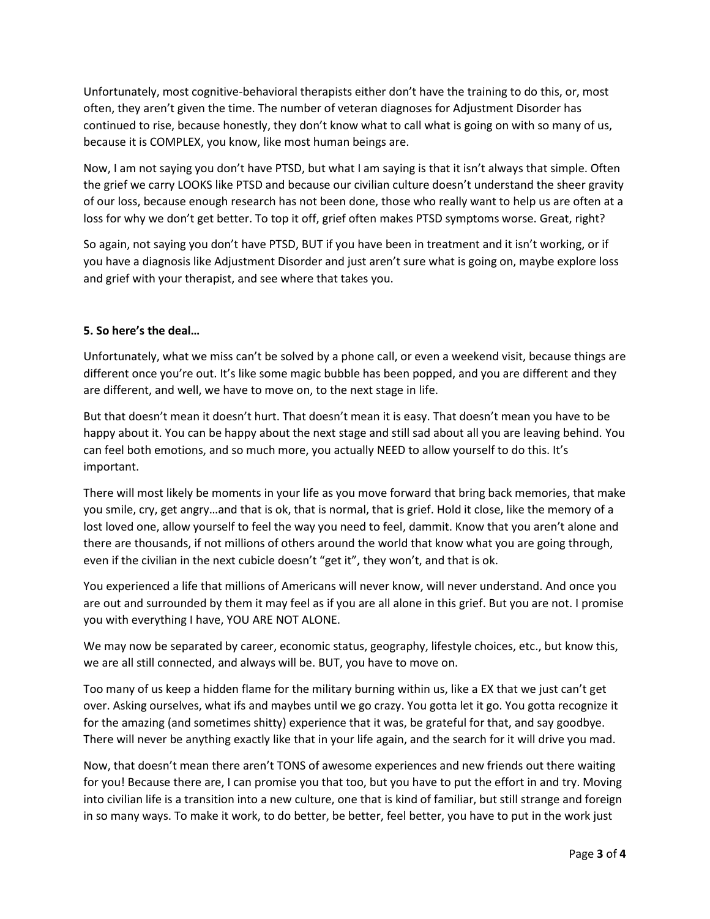Unfortunately, most cognitive-behavioral therapists either don't have the training to do this, or, most often, they aren't given the time. The number of veteran diagnoses for Adjustment Disorder has continued to rise, because honestly, they don't know what to call what is going on with so many of us, because it is COMPLEX, you know, like most human beings are.

Now, I am not saying you don't have PTSD, but what I am saying is that it isn't always that simple. Often the grief we carry LOOKS like PTSD and because our civilian culture doesn't understand the sheer gravity of our loss, because enough research has not been done, those who really want to help us are often at a loss for why we don't get better. To top it off, grief often makes PTSD symptoms worse. Great, right?

So again, not saying you don't have PTSD, BUT if you have been in treatment and it isn't working, or if you have a diagnosis like Adjustment Disorder and just aren't sure what is going on, maybe explore loss and grief with your therapist, and see where that takes you.

**5. So here's the deal…**

Unfortunately, what we miss can't be solved by a phone call, or even a weekend visit, because things are different once you're out. It's like some magic bubble has been popped, and you are different and they are different, and well, we have to move on, to the next stage in life.

But that doesn't mean it doesn't hurt. That doesn't mean it is easy. That doesn't mean you have to be happy about it. You can be happy about the next stage and still sad about all you are leaving behind. You can feel both emotions, and so much more, you actually NEED to allow yourself to do this. It's important.

There will most likely be moments in your life as you move forward that bring back memories, that make you smile, cry, get angry…and that is ok, that is normal, that is grief. Hold it close, like the memory of a lost loved one, allow yourself to feel the way you need to feel, dammit. Know that you aren't alone and there are thousands, if not millions of others around the world that know what you are going through, even if the civilian in the next cubicle doesn't "get it", they won't, and that is ok.

You experienced a life that millions of Americans will never know, will never understand. And once you are out and surrounded by them it may feel as if you are all alone in this grief. But you are not. I promise you with everything I have, YOU ARE NOT ALONE.

We may now be separated by career, economic status, geography, lifestyle choices, etc., but know this, we are all still connected, and always will be. BUT, you have to move on.

Too many of us keep a hidden flame for the military burning within us, like a EX that we just can't get over. Asking ourselves, what ifs and maybes until we go crazy. You gotta let it go. You gotta recognize it for the amazing (and sometimes shitty) experience that it was, be grateful for that, and say goodbye. There will never be anything exactly like that in your life again, and the search for it will drive you mad.

Now, that doesn't mean there aren't TONS of awesome experiences and new friends out there waiting for you! Because there are, I can promise you that too, but you have to put the effort in and try. Moving into civilian life is a transition into a new culture, one that is kind of familiar, but still strange and foreign in so many ways. To make it work, to do better, be better, feel better, you have to put in the work just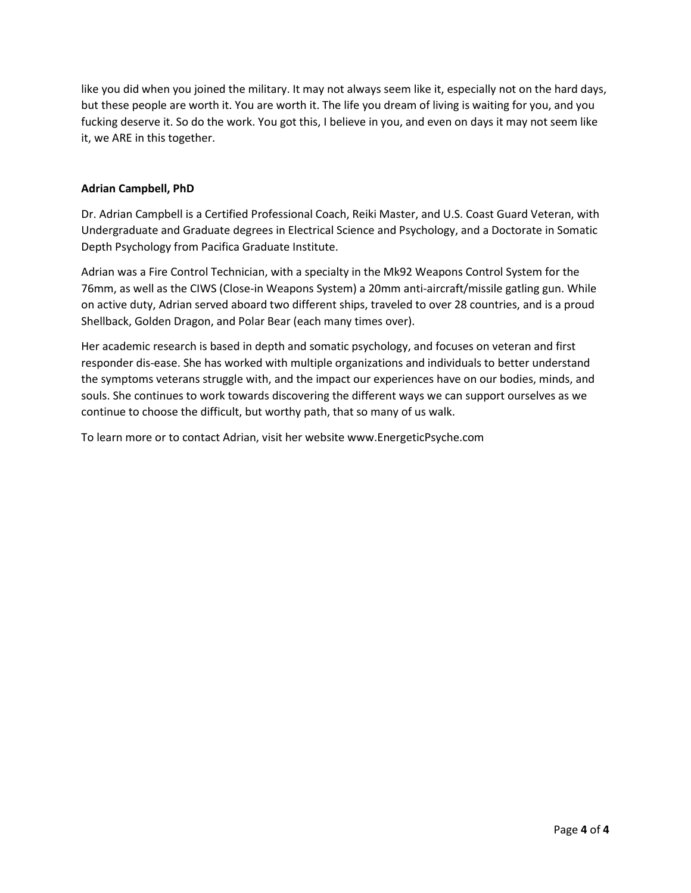like you did when you joined the military. It may not always seem like it, especially not on the hard days, but these people are worth it. You are worth it. The life you dream of living is waiting for you, and you fucking deserve it. So do the work. You got this, I believe in you, and even on days it may not seem like it, we ARE in this together.

**Adrian Campbell, PhD**

Dr. Adrian Campbell is a Certified Professional Coach, Reiki Master, and U.S. Coast Guard Veteran, with Undergraduate and Graduate degrees in Electrical Science and Psychology, and a Doctorate in Somatic Depth Psychology from Pacifica Graduate Institute.

Adrian was a Fire Control Technician, with a specialty in the Mk92 Weapons Control System for the 76mm, as well as the CIWS (Close-in Weapons System) a 20mm anti-aircraft/missile gatling gun. While on active duty, Adrian served aboard two different ships, traveled to over 28 countries, and is a proud Shellback, Golden Dragon, and Polar Bear (each many times over).

Her academic research is based in depth and somatic psychology, and focuses on veteran and first responder dis-ease. She has worked with multiple organizations and individuals to better understand the symptoms veterans struggle with, and the impact our experiences have on our bodies, minds, and souls. She continues to work towards discovering the different ways we can support ourselves as we continue to choose the difficult, but worthy path, that so many of us walk.

To learn more or to contact Adrian, visit her website www.EnergeticPsyche.com